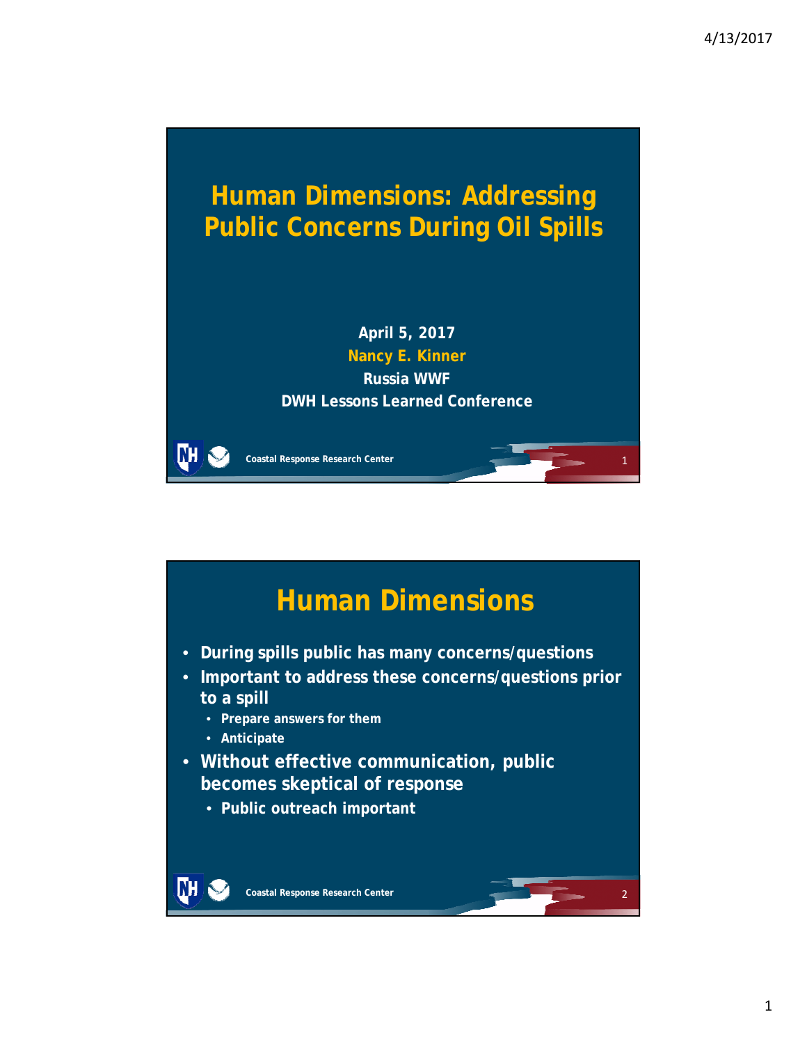# Human Dimensions: Addressing Public Concerns During Oil Spills

April 5, 2017

Nancy E. Kinner

Russia WWF

DWH Lessons Learned Conference

Coastal Response Research Center

## Human Dimensions

- During spills public has many concerns/questions
- Important to address these concerns/questions prior to a spill
  - Prepare answers for them
  - Anticipate
- Without effective communication, public becomes skeptical of response
  - Public outreach important

Coastal Response Research Center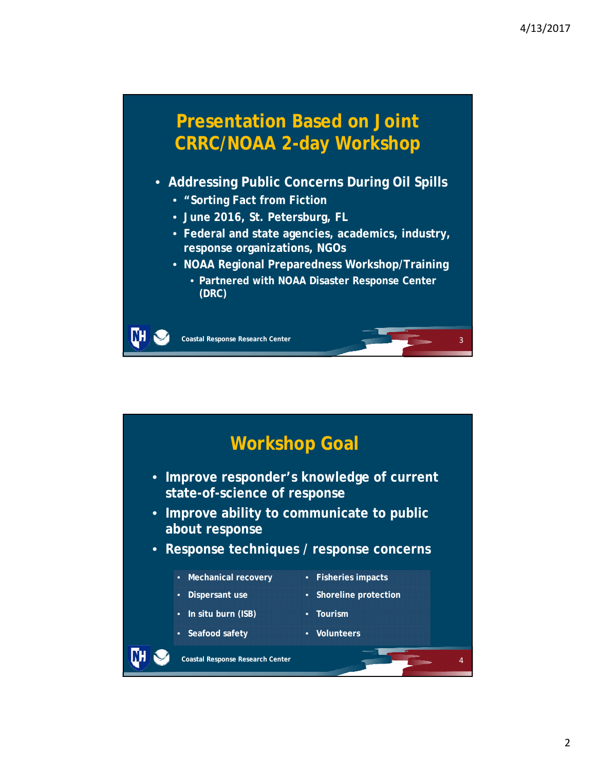## Presentation Based on Joint CRRC/NOAA 2-day Workshop

- Addressing Public Concerns During Oil Spills
  - "Sorting Fact from Fiction
  - June 2016, St. Petersburg, FL
  - Federal and state agencies, academics, industry, response organizations, NGOs
  - NOAA Regional Preparedness Workshop/Training
    - Partnered with NOAA Disaster Response Center (DRC)

Coastal Response Research Center

## Workshop Goal

- Improve responder's knowledge of current state-of-science of response
- Improve ability to communicate to public about response
- Response techniques / response concerns

| | |
|---|---|
| • Mechanical recovery | • Fisheries impacts |
| • Dispersant use | • Shoreline protection |
| • In situ burn (ISB) | • Tourism |
| • Seafood safety | • Volunteers |

Coastal Response Research Center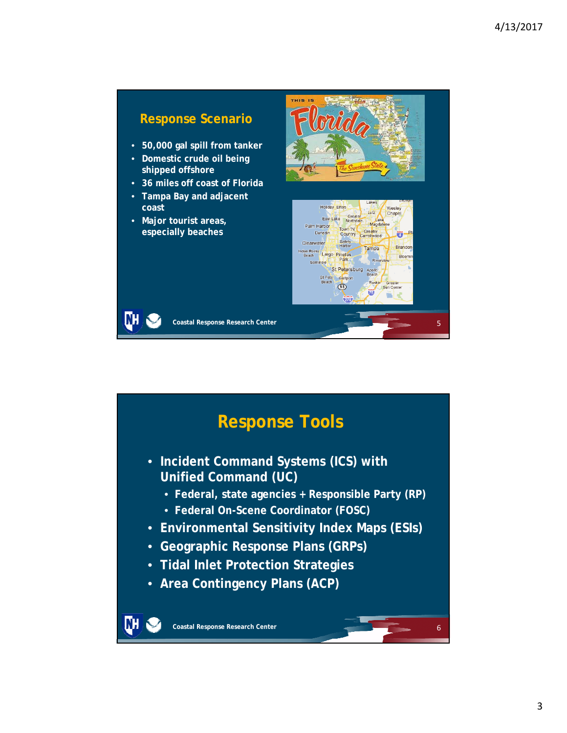## Response Scenario

- 50,000 gal spill from tanker
- Domestic crude oil being shipped offshore
- 36 miles off coast of Florida
- Tampa Bay and adjacent coast
- Major tourist areas, especially beaches

Coastal Response Research Center

## Response Tools

- Incident Command Systems (ICS) with Unified Command (UC)
  - Federal, state agencies + Responsible Party (RP)
  - Federal On-Scene Coordinator (FOSC)
- Environmental Sensitivity Index Maps (ESIs)
- Geographic Response Plans (GRPs)
- Tidal Inlet Protection Strategies
- Area Contingency Plans (ACP)

Coastal Response Research Center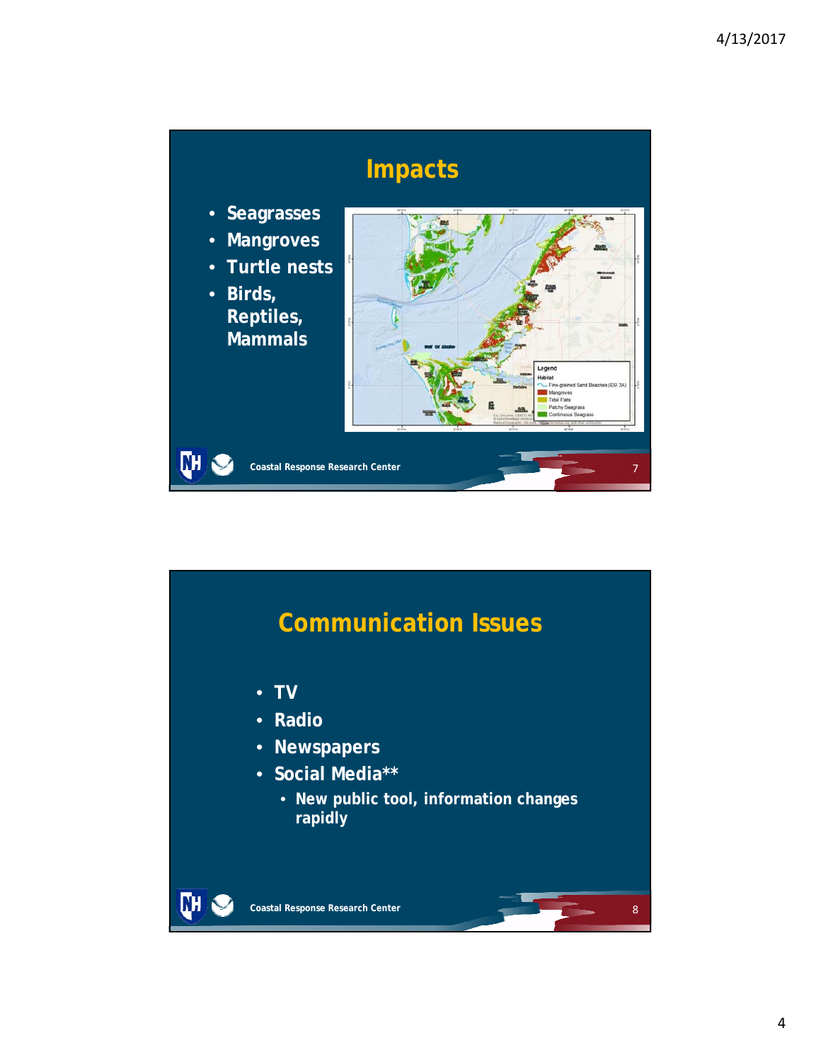## Impacts

- Seagrasses
- Mangroves
- Turtle nests
- Birds, Reptiles, Mammals

Legend
Habitat
Fine-grained Sand Beaches (ESI 3A)
Mangroves
Tidal Flats
Patchy Seagrass
Continuous Seagrass

Coastal Response Research Center

## Communication Issues

- TV
- Radio
- Newspapers
- Social Media**
  - New public tool, information changes rapidly

Coastal Response Research Center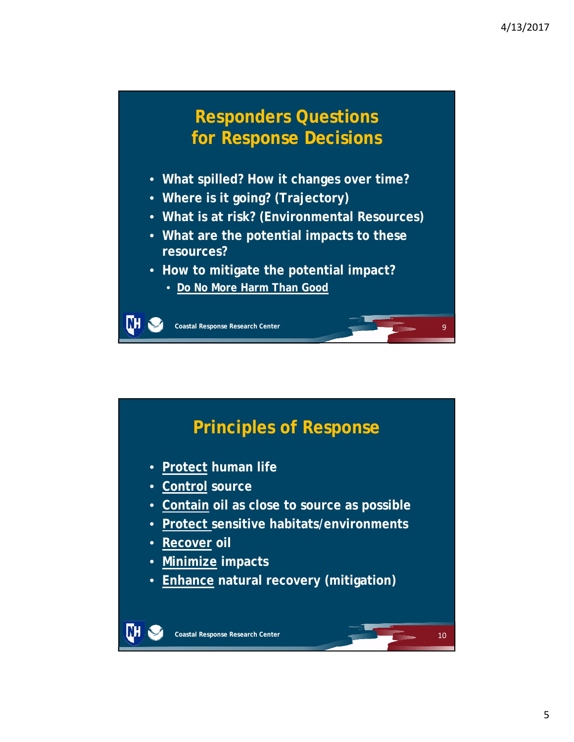## Responders Questions for Response Decisions

- What spilled? How it changes over time?
- Where is it going? (Trajectory)
- What is at risk? (Environmental Resources)
- What are the potential impacts to these resources?
- How to mitigate the potential impact?
  - Do No More Harm Than Good

Coastal Response Research Center

## Principles of Response

- Protect human life
- Control source
- Contain oil as close to source as possible
- Protect sensitive habitats/environments
- Recover oil
- Minimize impacts
- Enhance natural recovery (mitigation)

Coastal Response Research Center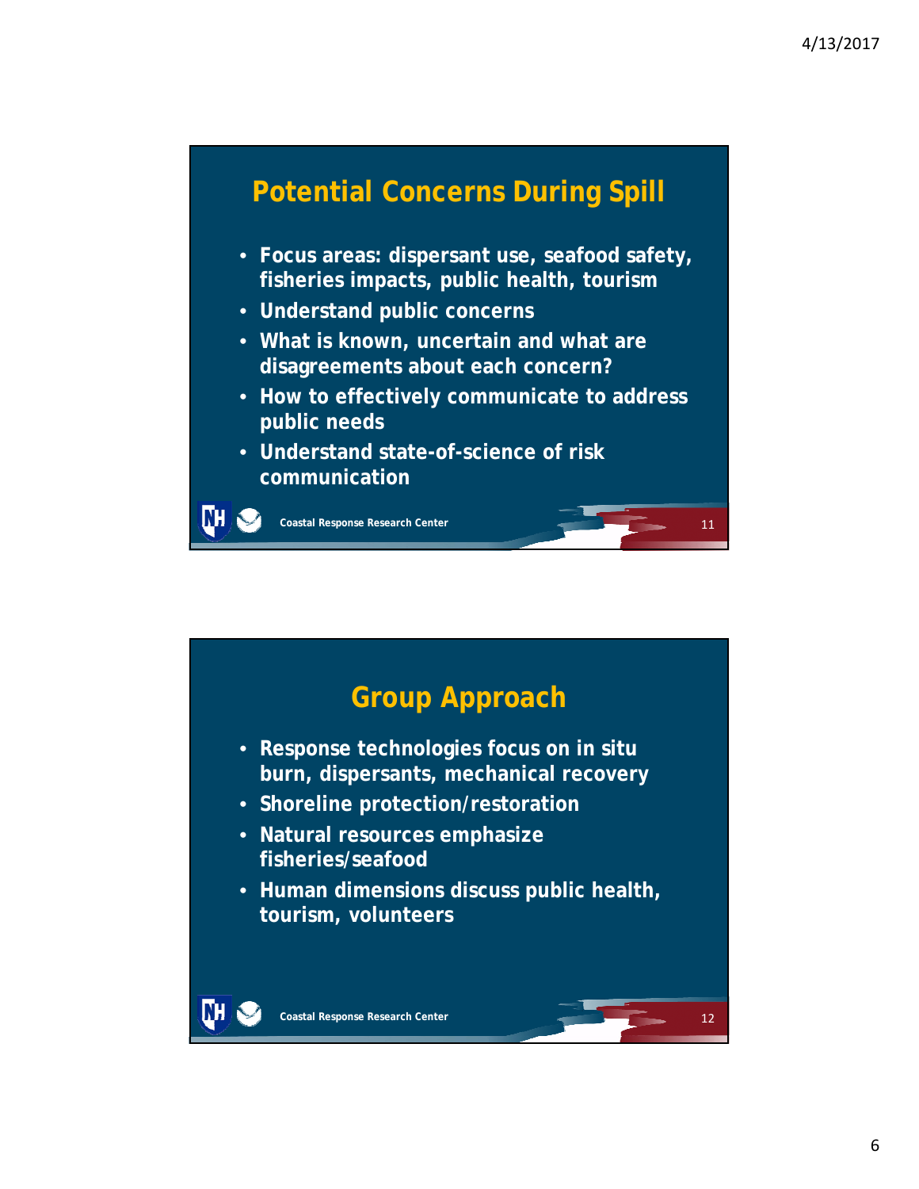## Potential Concerns During Spill

- **Focus areas: dispersant use, seafood safety, fisheries impacts, public health, tourism**
- **Understand public concerns**
- **What is known, uncertain and what are disagreements about each concern?**
- **How to effectively communicate to address public needs**
- **Understand state-of-science of risk communication**

Coastal Response Research Center

## Group Approach

- **Response technologies focus on in situ burn, dispersants, mechanical recovery**
- **Shoreline protection/restoration**
- **Natural resources emphasize fisheries/seafood**
- **Human dimensions discuss public health, tourism, volunteers**

Coastal Response Research Center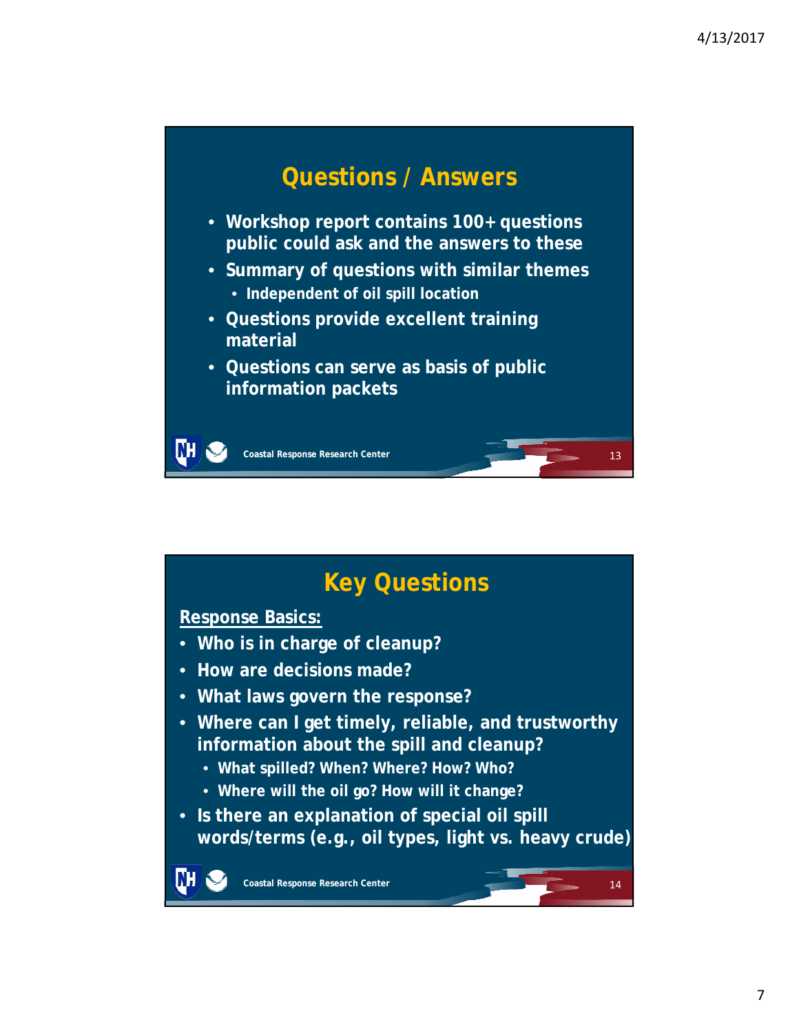## Questions / Answers

- Workshop report contains 100+ questions public could ask and the answers to these
- Summary of questions with similar themes
  - Independent of oil spill location
- Questions provide excellent training material
- Questions can serve as basis of public information packets

Coastal Response Research Center

## Key Questions

**Response Basics:**

- Who is in charge of cleanup?
- How are decisions made?
- What laws govern the response?
- Where can I get timely, reliable, and trustworthy information about the spill and cleanup?
  - What spilled? When? Where? How? Who?
  - Where will the oil go? How will it change?
- Is there an explanation of special oil spill words/terms (e.g., oil types, light vs. heavy crude)

Coastal Response Research Center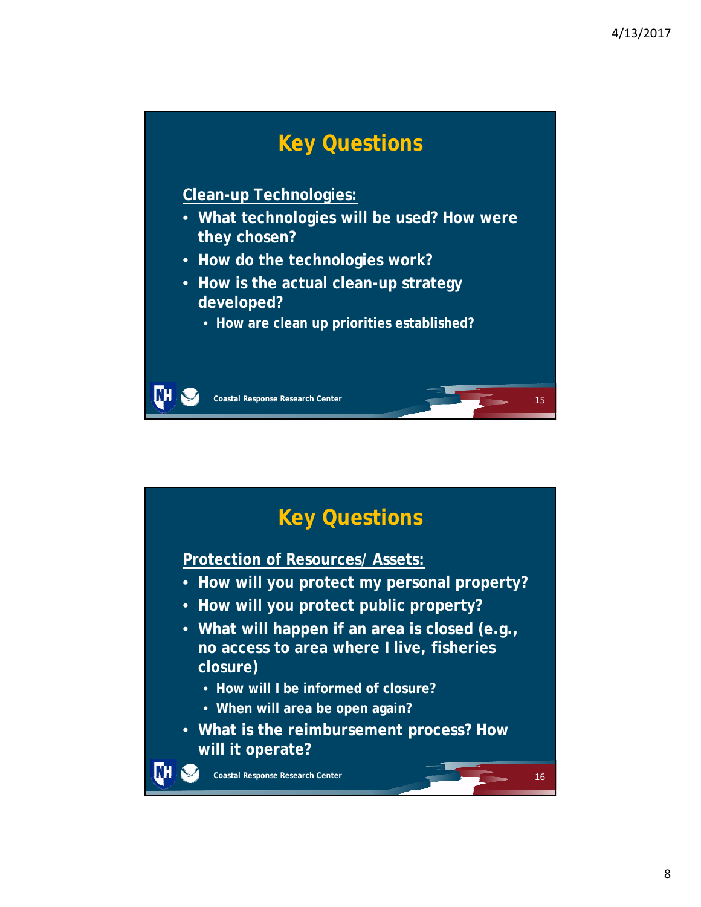## Key Questions

**Clean-up Technologies:**

- What technologies will be used? How were they chosen?
- How do the technologies work?
- How is the actual clean-up strategy developed?
  - How are clean up priorities established?

## Key Questions

**Protection of Resources/ Assets:**

- How will you protect my personal property?
- How will you protect public property?
- What will happen if an area is closed (e.g., no access to area where I live, fisheries closure)
  - How will I be informed of closure?
  - When will area be open again?
- What is the reimbursement process? How will it operate?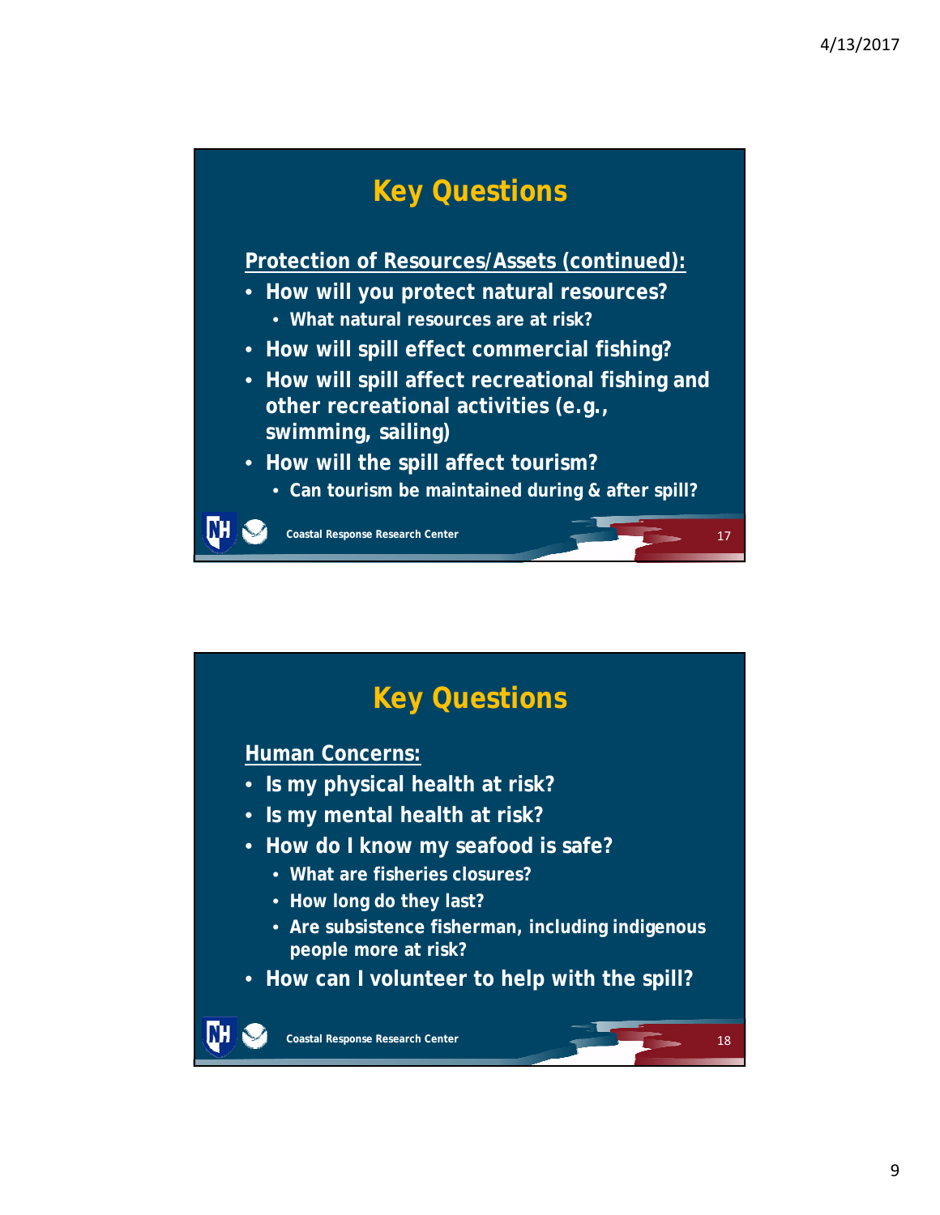## Key Questions

**Protection of Resources/Assets (continued):**

- How will you protect natural resources?
  - What natural resources are at risk?
- How will spill effect commercial fishing?
- How will spill affect recreational fishing and other recreational activities (e.g., swimming, sailing)
- How will the spill affect tourism?
  - Can tourism be maintained during & after spill?

Coastal Response Research Center

## Key Questions

**Human Concerns:**

- Is my physical health at risk?
- Is my mental health at risk?
- How do I know my seafood is safe?
  - What are fisheries closures?
  - How long do they last?
  - Are subsistence fisherman, including indigenous people more at risk?
- How can I volunteer to help with the spill?

Coastal Response Research Center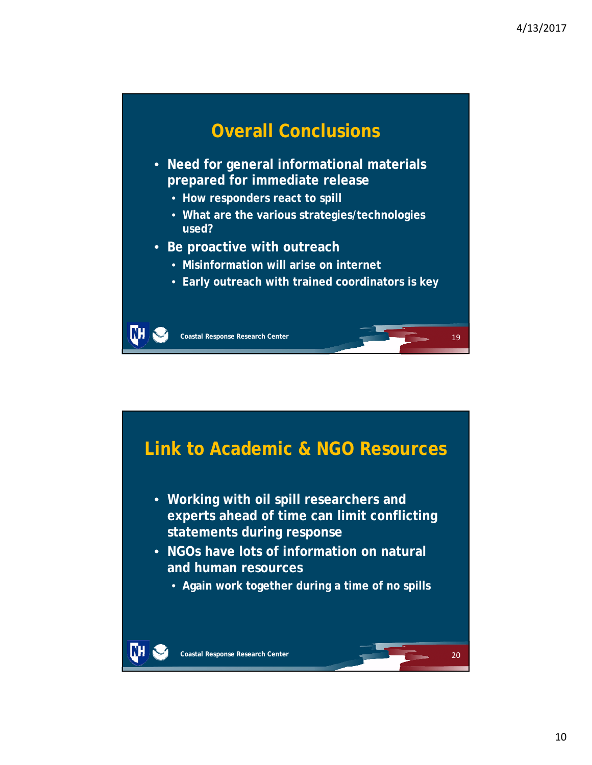## Overall Conclusions

- Need for general informational materials prepared for immediate release
  - How responders react to spill
  - What are the various strategies/technologies used?
- Be proactive with outreach
  - Misinformation will arise on internet
  - Early outreach with trained coordinators is key

Coastal Response Research Center

## Link to Academic & NGO Resources

- Working with oil spill researchers and experts ahead of time can limit conflicting statements during response
- NGOs have lots of information on natural and human resources
  - Again work together during a time of no spills

Coastal Response Research Center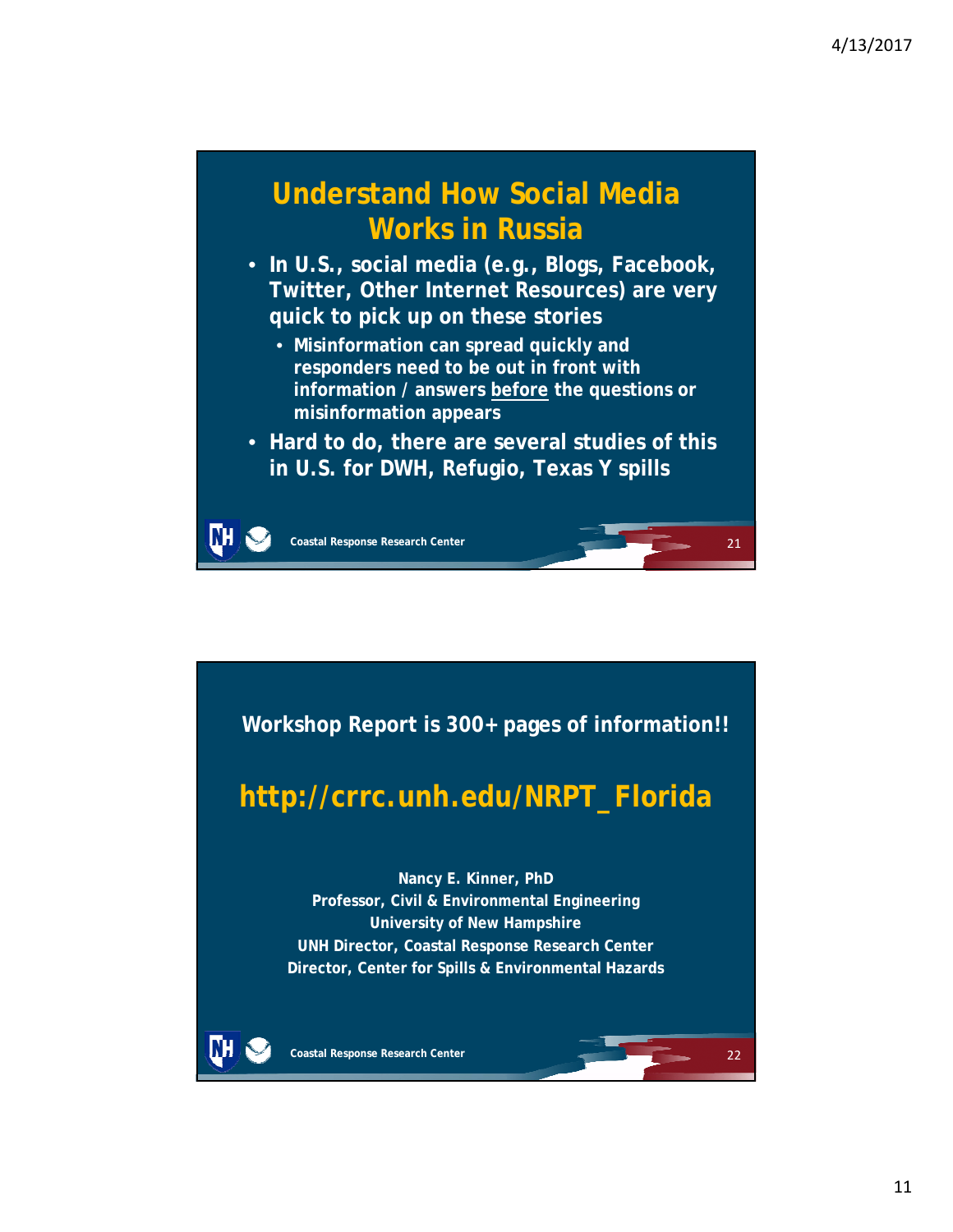## Understand How Social Media Works in Russia

- In U.S., social media (e.g., Blogs, Facebook, Twitter, Other Internet Resources) are very quick to pick up on these stories
  - Misinformation can spread quickly and responders need to be out in front with information / answers before the questions or misinformation appears
- Hard to do, there are several studies of this in U.S. for DWH, Refugio, Texas Y spills

Coastal Response Research Center

**Workshop Report is 300+ pages of information!!**

## http://crrc.unh.edu/NRPT_Florida

**Nancy E. Kinner, PhD**
**Professor, Civil & Environmental Engineering**
**University of New Hampshire**
**UNH Director, Coastal Response Research Center**
**Director, Center for Spills & Environmental Hazards**

Coastal Response Research Center